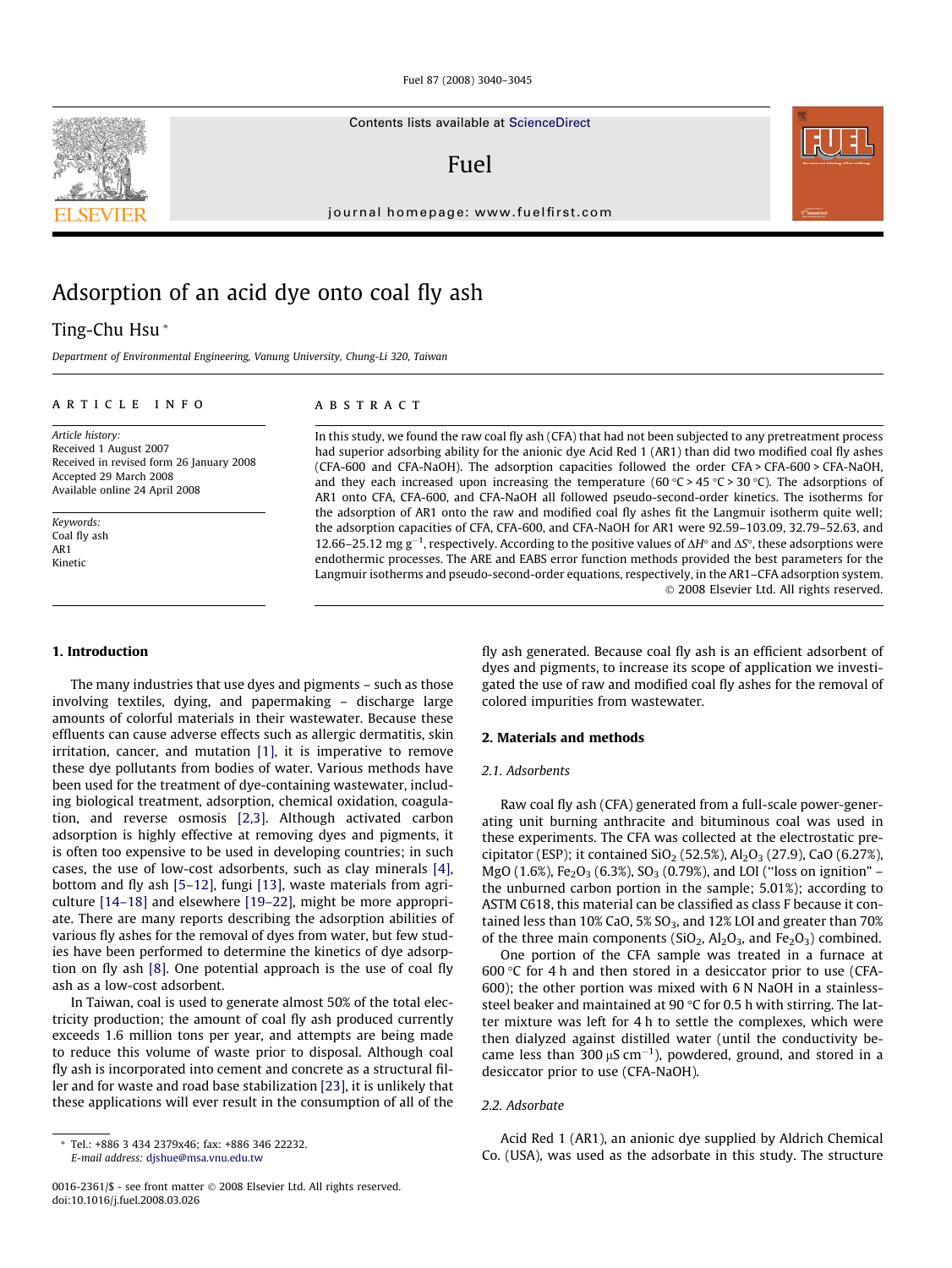# Adsorption of an acid dye onto coal fly ash

Ting-Chu Hsu *

*Department of Environmental Engineering, Vanung University, Chung-Li 320, Taiwan*

**ARTICLE INFO**

*Article history:*
Received 1 August 2007
Received in revised form 26 January 2008
Accepted 29 March 2008
Available online 24 April 2008

*Keywords:*
Coal fly ash
AR1
Kinetic

**ABSTRACT**

In this study, we found the raw coal fly ash (CFA) that had not been subjected to any pretreatment process had superior adsorbing ability for the anionic dye Acid Red 1 (AR1) than did two modified coal fly ashes (CFA-600 and CFA-NaOH). The adsorption capacities followed the order CFA > CFA-600 > CFA-NaOH, and they each increased upon increasing the temperature (60 °C > 45 °C > 30 °C). The adsorptions of AR1 onto CFA, CFA-600, and CFA-NaOH all followed pseudo-second-order kinetics. The isotherms for the adsorption of AR1 onto the raw and modified coal fly ashes fit the Langmuir isotherm quite well; the adsorption capacities of CFA, CFA-600, and CFA-NaOH for AR1 were 92.59–103.09, 32.79–52.63, and 12.66–25.12 mg $g^{-1}$, respectively. According to the positive values of $\Delta H^{\circ}$ and $\Delta S^{\circ}$, these adsorptions were endothermic processes. The ARE and EABS error function methods provided the best parameters for the Langmuir isotherms and pseudo-second-order equations, respectively, in the AR1–CFA adsorption system.

© 2008 Elsevier Ltd. All rights reserved.

## 1. Introduction

The many industries that use dyes and pigments – such as those involving textiles, dying, and papermaking – discharge large amounts of colorful materials in their wastewater. Because these effluents can cause adverse effects such as allergic dermatitis, skin irritation, cancer, and mutation [1], it is imperative to remove these dye pollutants from bodies of water. Various methods have been used for the treatment of dye-containing wastewater, including biological treatment, adsorption, chemical oxidation, coagulation, and reverse osmosis [2,3]. Although activated carbon adsorption is highly effective at removing dyes and pigments, it is often too expensive to be used in developing countries; in such cases, the use of low-cost adsorbents, such as clay minerals [4], bottom and fly ash [5–12], fungi [13], waste materials from agriculture [14–18] and elsewhere [19–22], might be more appropriate. There are many reports describing the adsorption abilities of various fly ashes for the removal of dyes from water, but few studies have been performed to determine the kinetics of dye adsorption on fly ash [8]. One potential approach is the use of coal fly ash as a low-cost adsorbent.

In Taiwan, coal is used to generate almost 50% of the total electricity production; the amount of coal fly ash produced currently exceeds 1.6 million tons per year, and attempts are being made to reduce this volume of waste prior to disposal. Although coal fly ash is incorporated into cement and concrete as a structural filler and for waste and road base stabilization [23], it is unlikely that these applications will ever result in the consumption of all of the fly ash generated. Because coal fly ash is an efficient adsorbent of dyes and pigments, to increase its scope of application we investigated the use of raw and modified coal fly ashes for the removal of colored impurities from wastewater.

## 2. Materials and methods

### 2.1. Adsorbents

Raw coal fly ash (CFA) generated from a full-scale power-generating unit burning anthracite and bituminous coal was used in these experiments. The CFA was collected at the electrostatic precipitator (ESP); it contained $SiO_2$ (52.5%), $Al_2O_3$ (27.9), CaO (6.27%), MgO (1.6%), $Fe_2O_3$ (6.3%), $SO_3$ (0.79%), and LOI ("loss on ignition" – the unburned carbon portion in the sample; 5.01%); according to ASTM C618, this material can be classified as class F because it contained less than 10% CaO, 5% $SO_3$, and 12% LOI and greater than 70% of the three main components ($SiO_2$, $Al_2O_3$, and $Fe_2O_3$) combined.

One portion of the CFA sample was treated in a furnace at 600 °C for 4 h and then stored in a desiccator prior to use (CFA-600); the other portion was mixed with 6 N NaOH in a stainless-steel beaker and maintained at 90 °C for 0.5 h with stirring. The latter mixture was left for 4 h to settle the complexes, which were then dialyzed against distilled water (until the conductivity became less than 300 μS $cm^{-1}$), powdered, ground, and stored in a desiccator prior to use (CFA-NaOH).

### 2.2. Adsorbate

Acid Red 1 (AR1), an anionic dye supplied by Aldrich Chemical Co. (USA), was used as the adsorbate in this study. The structure

---

* Tel.: +886 3 434 2379x46; fax: +886 346 22232.
*E-mail address:* djshue@msa.vnu.edu.tw

0016-2361/$ - see front matter © 2008 Elsevier Ltd. All rights reserved.
doi:10.1016/j.fuel.2008.03.026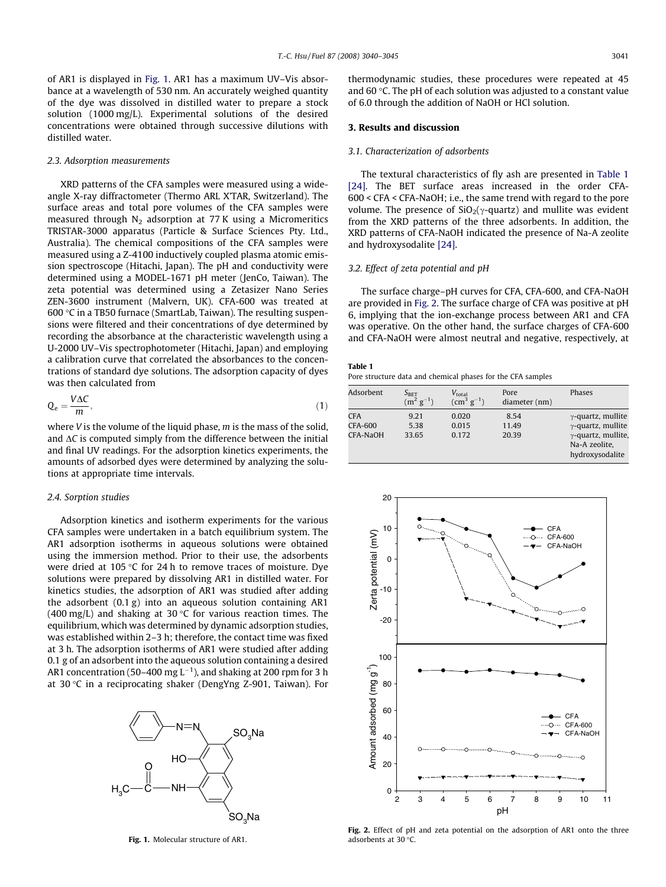of AR1 is displayed in Fig. 1. AR1 has a maximum UV–Vis absorbance at a wavelength of 530 nm. An accurately weighed quantity of the dye was dissolved in distilled water to prepare a stock solution (1000 mg/L). Experimental solutions of the desired concentrations were obtained through successive dilutions with distilled water.

### 2.3. Adsorption measurements

XRD patterns of the CFA samples were measured using a wide-angle X-ray diffractometer (Thermo ARL X'TAR, Switzerland). The surface areas and total pore volumes of the CFA samples were measured through $N_2$ adsorption at 77 K using a Micromeritics TRISTAR-3000 apparatus (Particle & Surface Sciences Pty. Ltd., Australia). The chemical compositions of the CFA samples were measured using a Z-4100 inductively coupled plasma atomic emission spectroscope (Hitachi, Japan). The pH and conductivity were determined using a MODEL-1671 pH meter (JenCo, Taiwan). The zeta potential was determined using a Zetasizer Nano Series ZEN-3600 instrument (Malvern, UK). CFA-600 was treated at 600 °C in a TB50 furnace (SmartLab, Taiwan). The resulting suspensions were filtered and their concentrations of dye determined by recording the absorbance at the characteristic wavelength using a U-2000 UV–Vis spectrophotometer (Hitachi, Japan) and employing a calibration curve that correlated the absorbances to the concentrations of standard dye solutions. The adsorption capacity of dyes was then calculated from

$$Q_e = \frac{V \Delta C}{m}, \tag{1}$$

where $V$ is the volume of the liquid phase, $m$ is the mass of the solid, and $\Delta C$ is computed simply from the difference between the initial and final UV readings. For the adsorption kinetics experiments, the amounts of adsorbed dyes were determined by analyzing the solutions at appropriate time intervals.

### 2.4. Sorption studies

Adsorption kinetics and isotherm experiments for the various CFA samples were undertaken in a batch equilibrium system. The AR1 adsorption isotherms in aqueous solutions were obtained using the immersion method. Prior to their use, the adsorbents were dried at 105 °C for 24 h to remove traces of moisture. Dye solutions were prepared by dissolving AR1 in distilled water. For kinetics studies, the adsorption of AR1 was studied after adding the adsorbent (0.1 g) into an aqueous solution containing AR1 (400 mg/L) and shaking at 30 °C for various reaction times. The equilibrium, which was determined by dynamic adsorption studies, was established within 2–3 h; therefore, the contact time was fixed at 3 h. The adsorption isotherms of AR1 were studied after adding 0.1 g of an adsorbent into the aqueous solution containing a desired AR1 concentration (50–400 mg $L^{-1}$), and shaking at 200 rpm for 3 h at 30 °C in a reciprocating shaker (DengYng Z-901, Taiwan). For thermodynamic studies, these procedures were repeated at 45 and 60 °C. The pH of each solution was adjusted to a constant value of 6.0 through the addition of NaOH or HCl solution.

Fig. 1. Molecular structure of AR1.

## 3. Results and discussion

### 3.1. Characterization of adsorbents

The textural characteristics of fly ash are presented in Table 1 [24]. The BET surface areas increased in the order CFA-600 < CFA < CFA-NaOH; i.e., the same trend with regard to the pore volume. The presence of $SiO_2$($\gamma$-quartz) and mullite was evident from the XRD patterns of the three adsorbents. In addition, the XRD patterns of CFA-NaOH indicated the presence of Na-A zeolite and hydroxysodalite [24].

### 3.2. Effect of zeta potential and pH

The surface charge–pH curves for CFA, CFA-600, and CFA-NaOH are provided in Fig. 2. The surface charge of CFA was positive at pH 6, implying that the ion-exchange process between AR1 and CFA was operative. On the other hand, the surface charges of CFA-600 and CFA-NaOH were almost neutral and negative, respectively, at

**Table 1**
Pore structure data and chemical phases for the CFA samples

| Adsorbent | $S_{BET}$ ($m^2\ g^{-1}$) | $V_{total}$ ($cm^3\ g^{-1}$) | Pore diameter (nm) | Phases |
|---|---|---|---|---|
| CFA | 9.21 | 0.020 | 8.54 | $\gamma$-quartz, mullite |
| CFA-600 | 5.38 | 0.015 | 11.49 | $\gamma$-quartz, mullite |
| CFA-NaOH | 33.65 | 0.172 | 20.39 | $\gamma$-quartz, mullite, Na-A zeolite, hydroxysodalite |

Fig. 2. Effect of pH and zeta potential on the adsorption of AR1 onto the three adsorbents at 30 °C.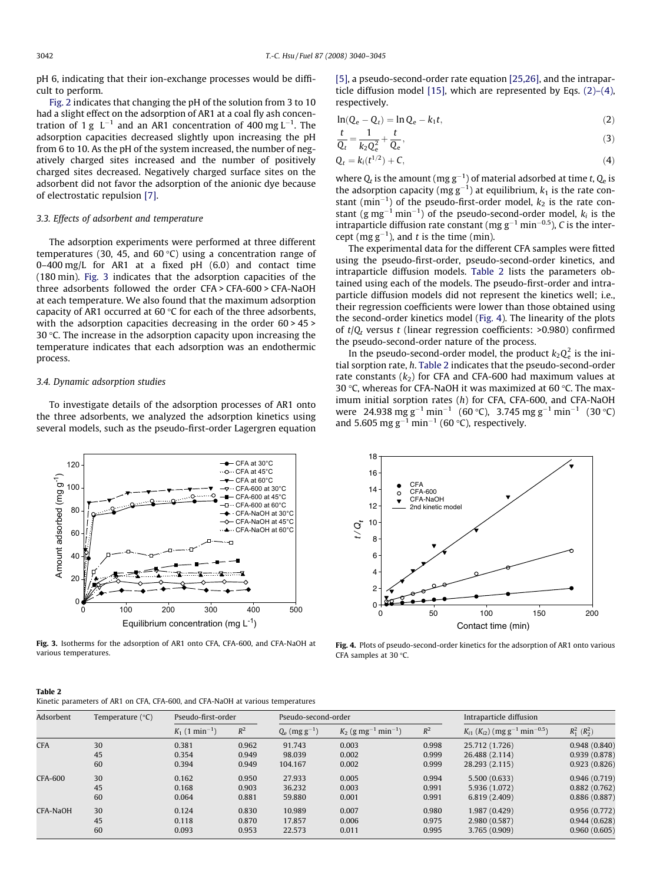pH 6, indicating that their ion-exchange processes would be difficult to perform.

Fig. 2 indicates that changing the pH of the solution from 3 to 10 had a slight effect on the adsorption of AR1 at a coal fly ash concentration of 1 g $L^{-1}$ and an AR1 concentration of 400 mg $L^{-1}$. The adsorption capacities decreased slightly upon increasing the pH from 6 to 10. As the pH of the system increased, the number of negatively charged sites increased and the number of positively charged sites decreased. Negatively charged surface sites on the adsorbent did not favor the adsorption of the anionic dye because of electrostatic repulsion [7].

### 3.3. Effects of adsorbent and temperature

The adsorption experiments were performed at three different temperatures (30, 45, and 60 °C) using a concentration range of 0–400 mg/L for AR1 at a fixed pH (6.0) and contact time (180 min). Fig. 3 indicates that the adsorption capacities of the three adsorbents followed the order CFA > CFA-600 > CFA-NaOH at each temperature. We also found that the maximum adsorption capacity of AR1 occurred at 60 °C for each of the three adsorbents, with the adsorption capacities decreasing in the order 60 > 45 > 30 °C. The increase in the adsorption capacity upon increasing the temperature indicates that each adsorption was an endothermic process.

### 3.4. Dynamic adsorption studies

To investigate details of the adsorption processes of AR1 onto the three adsorbents, we analyzed the adsorption kinetics using several models, such as the pseudo-first-order Lagergren equation [5], a pseudo-second-order rate equation [25,26], and the intraparticle diffusion model [15], which are represented by Eqs. (2)–(4), respectively.

$$\ln(Q_e - Q_t) = \ln Q_e - k_1 t, \tag{2}$$

$$\frac{t}{Q_t} = \frac{1}{k_2 Q_e^2} + \frac{t}{Q_e}, \tag{3}$$

$$Q_t = k_i(t^{1/2}) + C, \tag{4}$$

where $Q_t$ is the amount (mg $g^{-1}$) of material adsorbed at time $t$, $Q_e$ is the adsorption capacity (mg $g^{-1}$) at equilibrium, $k_1$ is the rate constant ($min^{-1}$) of the pseudo-first-order model, $k_2$ is the rate constant (g $mg^{-1}$ $min^{-1}$) of the pseudo-second-order model, $k_i$ is the intraparticle diffusion rate constant (mg $g^{-1}$ $min^{-0.5}$), $C$ is the intercept (mg $g^{-1}$), and $t$ is the time (min).

The experimental data for the different CFA samples were fitted using the pseudo-first-order, pseudo-second-order kinetics, and intraparticle diffusion models. Table 2 lists the parameters obtained using each of the models. The pseudo-first-order and intraparticle diffusion models did not represent the kinetics well; i.e., their regression coefficients were lower than those obtained using the second-order kinetics model (Fig. 4). The linearity of the plots of $t/Q_t$ versus $t$ (linear regression coefficients: >0.980) confirmed the pseudo-second-order nature of the process.

In the pseudo-second-order model, the product $k_2 Q_e^2$ is the initial sorption rate, $h$. Table 2 indicates that the pseudo-second-order rate constants ($k_2$) for CFA and CFA-600 had maximum values at 30 °C, whereas for CFA-NaOH it was maximized at 60 °C. The maximum initial sorption rates ($h$) for CFA, CFA-600, and CFA-NaOH were 24.938 mg $g^{-1}$ $min^{-1}$ (60 °C), 3.745 mg $g^{-1}$ $min^{-1}$ (30 °C) and 5.605 mg $g^{-1}$ $min^{-1}$ (60 °C), respectively.

Fig. 3. Isotherms for the adsorption of AR1 onto CFA, CFA-600, and CFA-NaOH at various temperatures.

Fig. 4. Plots of pseudo-second-order kinetics for the adsorption of AR1 onto various CFA samples at 30 °C.

**Table 2**
Kinetic parameters of AR1 on CFA, CFA-600, and CFA-NaOH at various temperatures

| Adsorbent | Temperature (°C) | Pseudo-first-order | | Pseudo-second-order | | | Intraparticle diffusion | |
|---|---|---|---|---|---|---|---|---|
| | | $K_1$ (1 $min^{-1}$) | $R^2$ | $Q_e$ (mg $g^{-1}$) | $K_2$ (g $mg^{-1}$ $min^{-1}$) | $R^2$ | $K_{i1}$ ($K_{i2}$) (mg $g^{-1}$ $min^{-0.5}$) | $R_1^2$ ($R_2^2$) |
| CFA | 30 | 0.381 | 0.962 | 91.743 | 0.003 | 0.998 | 25.712 (1.726) | 0.948 (0.840) |
| | 45 | 0.354 | 0.949 | 98.039 | 0.002 | 0.999 | 26.488 (2.114) | 0.939 (0.878) |
| | 60 | 0.394 | 0.949 | 104.167 | 0.002 | 0.999 | 28.293 (2.115) | 0.923 (0.826) |
| CFA-600 | 30 | 0.162 | 0.950 | 27.933 | 0.005 | 0.994 | 5.500 (0.633) | 0.946 (0.719) |
| | 45 | 0.168 | 0.903 | 36.232 | 0.003 | 0.991 | 5.936 (1.072) | 0.882 (0.762) |
| | 60 | 0.064 | 0.881 | 59.880 | 0.001 | 0.991 | 6.819 (2.409) | 0.886 (0.887) |
| CFA-NaOH | 30 | 0.124 | 0.830 | 10.989 | 0.007 | 0.980 | 1.987 (0.429) | 0.956 (0.772) |
| | 45 | 0.118 | 0.870 | 17.857 | 0.006 | 0.975 | 2.980 (0.587) | 0.944 (0.628) |
| | 60 | 0.093 | 0.953 | 22.573 | 0.011 | 0.995 | 3.765 (0.909) | 0.960 (0.605) |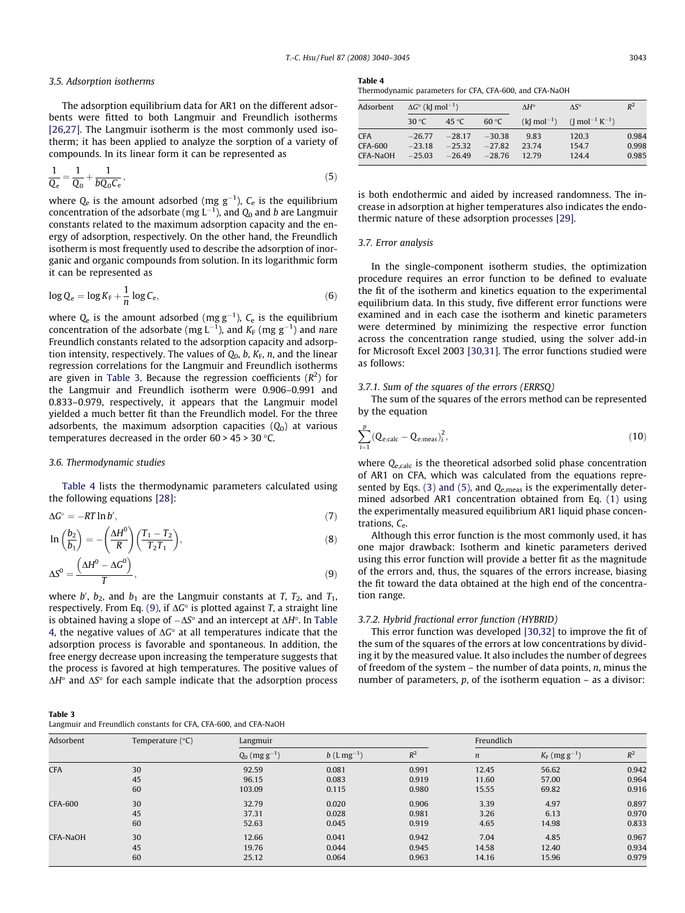### 3.5. Adsorption isotherms

The adsorption equilibrium data for AR1 on the different adsorbents were fitted to both Langmuir and Freundlich isotherms [26,27]. The Langmuir isotherm is the most commonly used isotherm; it has been applied to analyze the sorption of a variety of compounds. In its linear form it can be represented as

$$\frac{1}{Q_e} = \frac{1}{Q_0} + \frac{1}{bQ_0C_e}, \tag{5}$$

where $Q_e$ is the amount adsorbed (mg $g^{-1}$), $C_e$ is the equilibrium concentration of the adsorbate (mg $L^{-1}$), and $Q_0$ and $b$ are Langmuir constants related to the maximum adsorption capacity and the energy of adsorption, respectively. On the other hand, the Freundlich isotherm is most frequently used to describe the adsorption of inorganic and organic compounds from solution. In its logarithmic form it can be represented as

$$\log Q_e = \log K_F + \frac{1}{n}\log C_e, \tag{6}$$

where $Q_e$ is the amount adsorbed (mg $g^{-1}$), $C_e$ is the equilibrium concentration of the adsorbate (mg $L^{-1}$), and $K_F$ (mg $g^{-1}$) and $n$are Freundlich constants related to the adsorption capacity and adsorption intensity, respectively. The values of $Q_0$, $b$, $K_F$, $n$, and the linear regression correlations for the Langmuir and Freundlich isotherms are given in Table 3. Because the regression coefficients ($R^2$) for the Langmuir and Freundlich isotherm were 0.906–0.991 and 0.833–0.979, respectively, it appears that the Langmuir model yielded a much better fit than the Freundlich model. For the three adsorbents, the maximum adsorption capacities ($Q_0$) at various temperatures decreased in the order 60 > 45 > 30 °C.

### 3.6. Thermodynamic studies

Table 4 lists the thermodynamic parameters calculated using the following equations [28]:

$$\Delta G^\circ = -RT\ln b', \tag{7}$$

$$\ln\left(\frac{b_2}{b_1}\right) = -\left(\frac{\Delta H^0}{R}\right)\left(\frac{T_1 - T_2}{T_2T_1}\right), \tag{8}$$

$$\Delta S^0 = \frac{\left(\Delta H^0 - \Delta G^0\right)}{T}, \tag{9}$$

where $b'$, $b_2$, and $b_1$ are the Langmuir constants at $T$, $T_2$, and $T_1$, respectively. From Eq. (9), if $\Delta G^\circ$ is plotted against $T$, a straight line is obtained having a slope of $-\Delta S^\circ$ and an intercept at $\Delta H^\circ$. In Table 4, the negative values of $\Delta G^\circ$ at all temperatures indicate that the adsorption process is favorable and spontaneous. In addition, the free energy decrease upon increasing the temperature suggests that the process is favored at high temperatures. The positive values of $\Delta H^\circ$ and $\Delta S^\circ$ for each sample indicate that the adsorption process is both endothermic and aided by increased randomness. The increase in adsorption at higher temperatures also indicates the endothermic nature of these adsorption processes [29].

**Table 4**
Thermodynamic parameters for CFA, CFA-600, and CFA-NaOH

| Adsorbent | $\Delta G^\circ$ (kJ $mol^{-1}$) | | | $\Delta H^\circ$ | $\Delta S^\circ$ | $R^2$ |
|---|---|---|---|---|---|---|
| | 30 °C | 45 °C | 60 °C | (kJ $mol^{-1}$) | (J $mol^{-1}$ $K^{-1}$) | |
| CFA | −26.77 | −28.17 | −30.38 | 9.83 | 120.3 | 0.984 |
| CFA-600 | −23.18 | −25.32 | −27.82 | 23.74 | 154.7 | 0.998 |
| CFA-NaOH | −25.03 | −26.49 | −28.76 | 12.79 | 124.4 | 0.985 |

### 3.7. Error analysis

In the single-component isotherm studies, the optimization procedure requires an error function to be defined to evaluate the fit of the isotherm and kinetics equation to the experimental equilibrium data. In this study, five different error functions were examined and in each case the isotherm and kinetic parameters were determined by minimizing the respective error function across the concentration range studied, using the solver add-in for Microsoft Excel 2003 [30,31]. The error functions studied were as follows:

#### 3.7.1. Sum of the squares of the errors (ERRSQ)

The sum of the squares of the errors method can be represented by the equation

$$\sum_{i=1}^{p}\left(Q_{e,\text{calc}} - Q_{e,\text{meas}}\right)_i^2, \tag{10}$$

where $Q_{e,\text{calc}}$ is the theoretical adsorbed solid phase concentration of AR1 on CFA, which was calculated from the equations represented by Eqs. (3) and (5), and $Q_{e,\text{meas}}$ is the experimentally determined adsorbed AR1 concentration obtained from Eq. (1) using the experimentally measured equilibrium AR1 liquid phase concentrations, $C_e$.

Although this error function is the most commonly used, it has one major drawback: Isotherm and kinetic parameters derived using this error function will provide a better fit as the magnitude of the errors and, thus, the squares of the errors increase, biasing the fit toward the data obtained at the high end of the concentration range.

#### 3.7.2. Hybrid fractional error function (HYBRID)

This error function was developed [30,32] to improve the fit of the sum of the squares of the errors at low concentrations by dividing it by the measured value. It also includes the number of degrees of freedom of the system – the number of data points, $n$, minus the number of parameters, $p$, of the isotherm equation – as a divisor:

**Table 3**
Langmuir and Freundlich constants for CFA, CFA-600, and CFA-NaOH

| Adsorbent | Temperature (°C) | Langmuir | | | Freundlich | | |
|---|---|---|---|---|---|---|---|
| | | $Q_0$ (mg $g^{-1}$) | $b$ (L $mg^{-1}$) | $R^2$ | $n$ | $K_F$ (mg $g^{-1}$) | $R^2$ |
| CFA | 30 | 92.59 | 0.081 | 0.991 | 12.45 | 56.62 | 0.942 |
| | 45 | 96.15 | 0.083 | 0.919 | 11.60 | 57.00 | 0.964 |
| | 60 | 103.09 | 0.115 | 0.980 | 15.55 | 69.82 | 0.916 |
| CFA-600 | 30 | 32.79 | 0.020 | 0.906 | 3.39 | 4.97 | 0.897 |
| | 45 | 37.31 | 0.028 | 0.981 | 3.26 | 6.13 | 0.970 |
| | 60 | 52.63 | 0.045 | 0.919 | 4.65 | 14.98 | 0.833 |
| CFA-NaOH | 30 | 12.66 | 0.041 | 0.942 | 7.04 | 4.85 | 0.967 |
| | 45 | 19.76 | 0.044 | 0.945 | 14.58 | 12.40 | 0.934 |
| | 60 | 25.12 | 0.064 | 0.963 | 14.16 | 15.96 | 0.979 |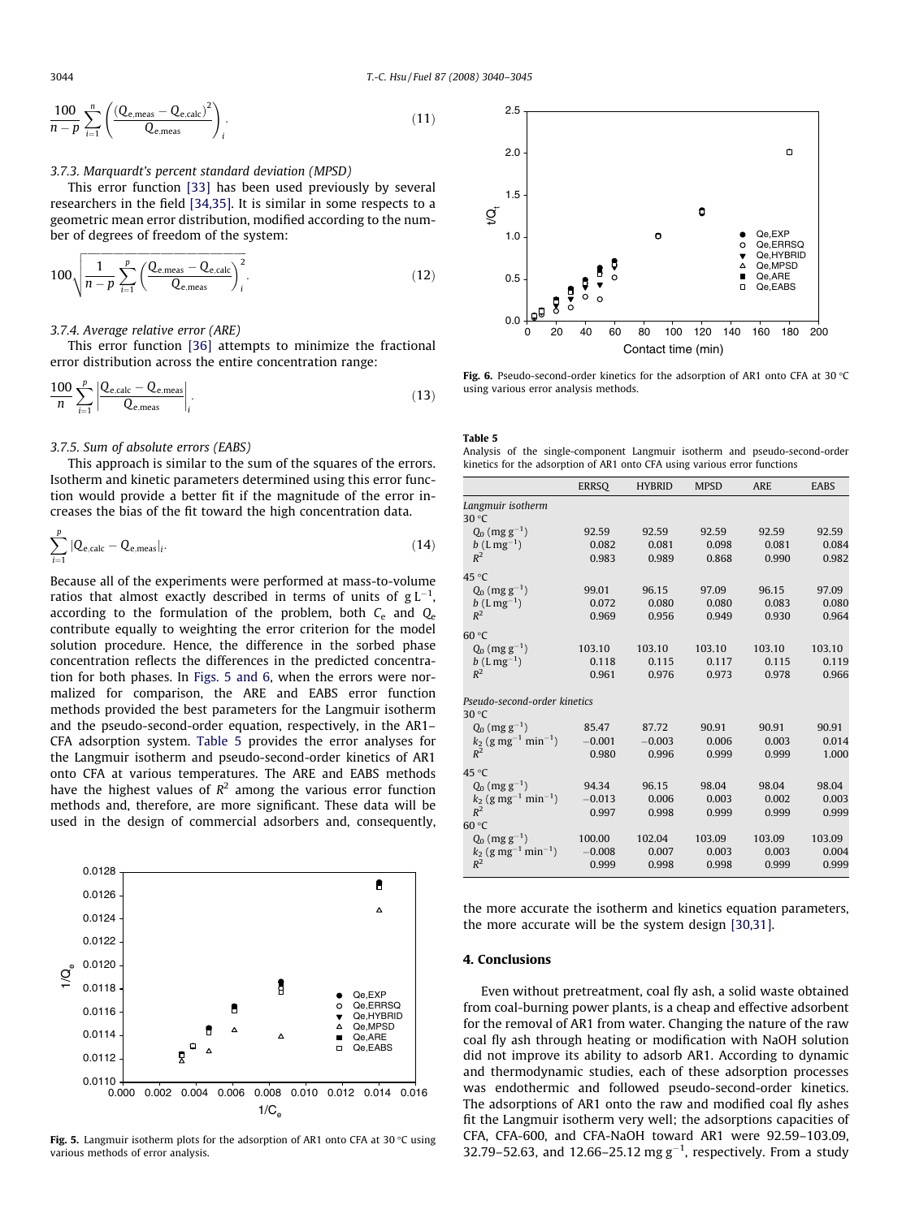$$\frac{100}{n-p}\sum_{i=1}^{n}\left(\frac{(Q_{e,meas}-Q_{e,calc})^2}{Q_{e,meas}}\right)_i. \tag{11}$$

### 3.7.3. Marquardt's percent standard deviation (MPSD)

This error function [33] has been used previously by several researchers in the field [34,35]. It is similar in some respects to a geometric mean error distribution, modified according to the number of degrees of freedom of the system:

$$100\sqrt{\frac{1}{n-p}\sum_{i=1}^{p}\left(\frac{Q_{e,meas}-Q_{e,calc}}{Q_{e,meas}}\right)_i^2}. \tag{12}$$

### 3.7.4. Average relative error (ARE)

This error function [36] attempts to minimize the fractional error distribution across the entire concentration range:

$$\frac{100}{n}\sum_{i=1}^{p}\left|\frac{Q_{e,calc}-Q_{e,meas}}{Q_{e,meas}}\right|_i. \tag{13}$$

### 3.7.5. Sum of absolute errors (EABS)

This approach is similar to the sum of the squares of the errors. Isotherm and kinetic parameters determined using this error function would provide a better fit if the magnitude of the error increases the bias of the fit toward the high concentration data.

$$\sum_{i=1}^{p}|Q_{e,calc}-Q_{e,meas}|_i. \tag{14}$$

Because all of the experiments were performed at mass-to-volume ratios that almost exactly described in terms of units of g $L^{-1}$, according to the formulation of the problem, both $C_e$ and $Q_e$ contribute equally to weighting the error criterion for the model solution procedure. Hence, the difference in the sorbed phase concentration reflects the differences in the predicted concentration for both phases. In Figs. 5 and 6, when the errors were normalized for comparison, the ARE and EABS error function methods provided the best parameters for the Langmuir isotherm and the pseudo-second-order equation, respectively, in the AR1–CFA adsorption system. Table 5 provides the error analyses for the Langmuir isotherm and pseudo-second-order kinetics of AR1 onto CFA at various temperatures. The ARE and EABS methods have the highest values of $R^2$ among the various error function methods and, therefore, are more significant. These data will be used in the design of commercial adsorbers and, consequently, the more accurate the isotherm and kinetics equation parameters, the more accurate will be the system design [30,31].

Fig. 5. Langmuir isotherm plots for the adsorption of AR1 onto CFA at 30 °C using various methods of error analysis.

Fig. 6. Pseudo-second-order kinetics for the adsorption of AR1 onto CFA at 30 °C using various error analysis methods.

**Table 5**
Analysis of the single-component Langmuir isotherm and pseudo-second-order kinetics for the adsorption of AR1 onto CFA using various error functions

| | ERRSQ | HYBRID | MPSD | ARE | EABS |
|---|---|---|---|---|---|
| *Langmuir isotherm* | | | | | |
| 30 °C | | | | | |
| $Q_0$ (mg $g^{-1}$) | 92.59 | 92.59 | 92.59 | 92.59 | 92.59 |
| $b$ (L $mg^{-1}$) | 0.082 | 0.081 | 0.098 | 0.081 | 0.084 |
| $R^2$ | 0.983 | 0.989 | 0.868 | 0.990 | 0.982 |
| 45 °C | | | | | |
| $Q_0$ (mg $g^{-1}$) | 99.01 | 96.15 | 97.09 | 96.15 | 97.09 |
| $b$ (L $mg^{-1}$) | 0.072 | 0.080 | 0.080 | 0.083 | 0.080 |
| $R^2$ | 0.969 | 0.956 | 0.949 | 0.930 | 0.964 |
| 60 °C | | | | | |
| $Q_0$ (mg $g^{-1}$) | 103.10 | 103.10 | 103.10 | 103.10 | 103.10 |
| $b$ (L $mg^{-1}$) | 0.118 | 0.115 | 0.117 | 0.115 | 0.119 |
| $R^2$ | 0.961 | 0.976 | 0.973 | 0.978 | 0.966 |
| *Pseudo-second-order kinetics* | | | | | |
| 30 °C | | | | | |
| $Q_0$ (mg $g^{-1}$) | 85.47 | 87.72 | 90.91 | 90.91 | 90.91 |
| $k_2$ (g $mg^{-1}$ $min^{-1}$) | −0.001 | −0.003 | 0.006 | 0.003 | 0.014 |
| $R^2$ | 0.980 | 0.996 | 0.999 | 0.999 | 1.000 |
| 45 °C | | | | | |
| $Q_0$ (mg $g^{-1}$) | 94.34 | 96.15 | 98.04 | 98.04 | 98.04 |
| $k_2$ (g $mg^{-1}$ $min^{-1}$) | −0.013 | 0.006 | 0.003 | 0.002 | 0.003 |
| $R^2$ | 0.997 | 0.998 | 0.999 | 0.999 | 0.999 |
| 60 °C | | | | | |
| $Q_0$ (mg $g^{-1}$) | 100.00 | 102.04 | 103.09 | 103.09 | 103.09 |
| $k_2$ (g $mg^{-1}$ $min^{-1}$) | −0.008 | 0.007 | 0.003 | 0.003 | 0.004 |
| $R^2$ | 0.999 | 0.998 | 0.998 | 0.999 | 0.999 |

## 4. Conclusions

Even without pretreatment, coal fly ash, a solid waste obtained from coal-burning power plants, is a cheap and effective adsorbent for the removal of AR1 from water. Changing the nature of the raw coal fly ash through heating or modification with NaOH solution did not improve its ability to adsorb AR1. According to dynamic and thermodynamic studies, each of these adsorption processes was endothermic and followed pseudo-second-order kinetics. The adsorptions of AR1 onto the raw and modified coal fly ashes fit the Langmuir isotherm very well; the adsorptions capacities of CFA, CFA-600, and CFA-NaOH toward AR1 were 92.59–103.09, 32.79–52.63, and 12.66–25.12 mg $g^{-1}$, respectively. From a study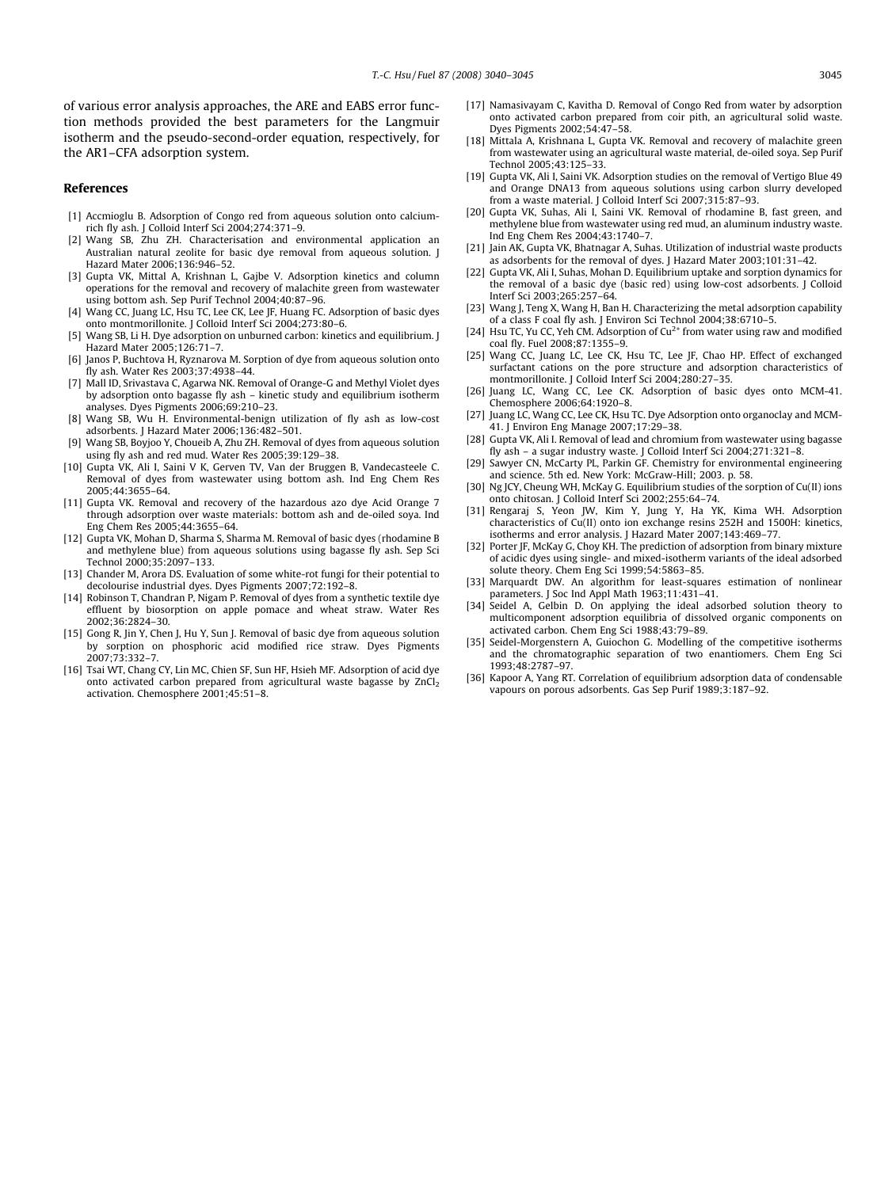of various error analysis approaches, the ARE and EABS error function methods provided the best parameters for the Langmuir isotherm and the pseudo-second-order equation, respectively, for the AR1–CFA adsorption system.

## References

[1] Accmioglu B. Adsorption of Congo red from aqueous solution onto calcium-rich fly ash. J Colloid Interf Sci 2004;274:371–9.

[2] Wang SB, Zhu ZH. Characterisation and environmental application an Australian natural zeolite for basic dye removal from aqueous solution. J Hazard Mater 2006;136:946–52.

[3] Gupta VK, Mittal A, Krishnan L, Gajbe V. Adsorption kinetics and column operations for the removal and recovery of malachite green from wastewater using bottom ash. Sep Purif Technol 2004;40:87–96.

[4] Wang CC, Juang LC, Hsu TC, Lee CK, Lee JF, Huang FC. Adsorption of basic dyes onto montmorillonite. J Colloid Interf Sci 2004;273:80–6.

[5] Wang SB, Li H. Dye adsorption on unburned carbon: kinetics and equilibrium. J Hazard Mater 2005;126:71–7.

[6] Janos P, Buchtova H, Ryznarova M. Sorption of dye from aqueous solution onto fly ash. Water Res 2003;37:4938–44.

[7] Mall ID, Srivastava C, Agarwa NK. Removal of Orange-G and Methyl Violet dyes by adsorption onto bagasse fly ash – kinetic study and equilibrium isotherm analyses. Dyes Pigments 2006;69:210–23.

[8] Wang SB, Wu H. Environmental-benign utilization of fly ash as low-cost adsorbents. J Hazard Mater 2006;136:482–501.

[9] Wang SB, Boyjoo Y, Choueib A, Zhu ZH. Removal of dyes from aqueous solution using fly ash and red mud. Water Res 2005;39:129–38.

[10] Gupta VK, Ali I, Saini V K, Gerven TV, Van der Bruggen B, Vandecasteele C. Removal of dyes from wastewater using bottom ash. Ind Eng Chem Res 2005;44:3655–64.

[11] Gupta VK. Removal and recovery of the hazardous azo dye Acid Orange 7 through adsorption over waste materials: bottom ash and de-oiled soya. Ind Eng Chem Res 2005;44:3655–64.

[12] Gupta VK, Mohan D, Sharma S, Sharma M. Removal of basic dyes (rhodamine B and methylene blue) from aqueous solutions using bagasse fly ash. Sep Sci Technol 2000;35:2097–133.

[13] Chander M, Arora DS. Evaluation of some white-rot fungi for their potential to decolourise industrial dyes. Dyes Pigments 2007;72:192–8.

[14] Robinson T, Chandran P, Nigam P. Removal of dyes from a synthetic textile dye effluent by biosorption on apple pomace and wheat straw. Water Res 2002;36:2824–30.

[15] Gong R, Jin Y, Chen J, Hu Y, Sun J. Removal of basic dye from aqueous solution by sorption on phosphoric acid modified rice straw. Dyes Pigments 2007;73:332–7.

[16] Tsai WT, Chang CY, Lin MC, Chien SF, Sun HF, Hsieh MF. Adsorption of acid dye onto activated carbon prepared from agricultural waste bagasse by $ZnCl_2$ activation. Chemosphere 2001;45:51–8.

[17] Namasivayam C, Kavitha D. Removal of Congo Red from water by adsorption onto activated carbon prepared from coir pith, an agricultural solid waste. Dyes Pigments 2002;54:47–58.

[18] Mittala A, Krishnana L, Gupta VK. Removal and recovery of malachite green from wastewater using an agricultural waste material, de-oiled soya. Sep Purif Technol 2005;43:125–33.

[19] Gupta VK, Ali I, Saini VK. Adsorption studies on the removal of Vertigo Blue 49 and Orange DNA13 from aqueous solutions using carbon slurry developed from a waste material. J Colloid Interf Sci 2007;315:87–93.

[20] Gupta VK, Suhas, Ali I, Saini VK. Removal of rhodamine B, fast green, and methylene blue from wastewater using red mud, an aluminum industry waste. Ind Eng Chem Res 2004;43:1740–7.

[21] Jain AK, Gupta VK, Bhatnagar A, Suhas. Utilization of industrial waste products as adsorbents for the removal of dyes. J Hazard Mater 2003;101:31–42.

[22] Gupta VK, Ali I, Suhas, Mohan D. Equilibrium uptake and sorption dynamics for the removal of a basic dye (basic red) using low-cost adsorbents. J Colloid Interf Sci 2003;265:257–64.

[23] Wang J, Teng X, Wang H, Ban H. Characterizing the metal adsorption capability of a class F coal fly ash. J Environ Sci Technol 2004;38:6710–5.

[24] Hsu TC, Yu CC, Yeh CM. Adsorption of $Cu^{2+}$ from water using raw and modified coal fly. Fuel 2008;87:1355–9.

[25] Wang CC, Juang LC, Lee CK, Hsu TC, Lee JF, Chao HP. Effect of exchanged surfactant cations on the pore structure and adsorption characteristics of montmorillonite. J Colloid Interf Sci 2004;280:27–35.

[26] Juang LC, Wang CC, Lee CK. Adsorption of basic dyes onto MCM-41. Chemosphere 2006;64:1920–8.

[27] Juang LC, Wang CC, Lee CK, Hsu TC. Dye Adsorption onto organoclay and MCM-41. J Environ Eng Manage 2007;17:29–38.

[28] Gupta VK, Ali I. Removal of lead and chromium from wastewater using bagasse fly ash – a sugar industry waste. J Colloid Interf Sci 2004;271:321–8.

[29] Sawyer CN, McCarty PL, Parkin GF. Chemistry for environmental engineering and science. 5th ed. New York: McGraw-Hill; 2003. p. 58.

[30] Ng JCY, Cheung WH, McKay G. Equilibrium studies of the sorption of Cu(II) ions onto chitosan. J Colloid Interf Sci 2002;255:64–74.

[31] Rengaraj S, Yeon JW, Kim Y, Jung Y, Ha YK, Kima WH. Adsorption characteristics of Cu(II) onto ion exchange resins 252H and 1500H: kinetics, isotherms and error analysis. J Hazard Mater 2007;143:469–77.

[32] Porter JF, McKay G, Choy KH. The prediction of adsorption from binary mixture of acidic dyes using single- and mixed-isotherm variants of the ideal adsorbed solute theory. Chem Eng Sci 1999;54:5863–85.

[33] Marquardt DW. An algorithm for least-squares estimation of nonlinear parameters. J Soc Ind Appl Math 1963;11:431–41.

[34] Seidel A, Gelbin D. On applying the ideal adsorbed solution theory to multicomponent adsorption equilibria of dissolved organic components on activated carbon. Chem Eng Sci 1988;43:79–89.

[35] Seidel-Morgenstern A, Guiochon G. Modelling of the competitive isotherms and the chromatographic separation of two enantiomers. Chem Eng Sci 1993;48:2787–97.

[36] Kapoor A, Yang RT. Correlation of equilibrium adsorption data of condensable vapours on porous adsorbents. Gas Sep Purif 1989;3:187–92.